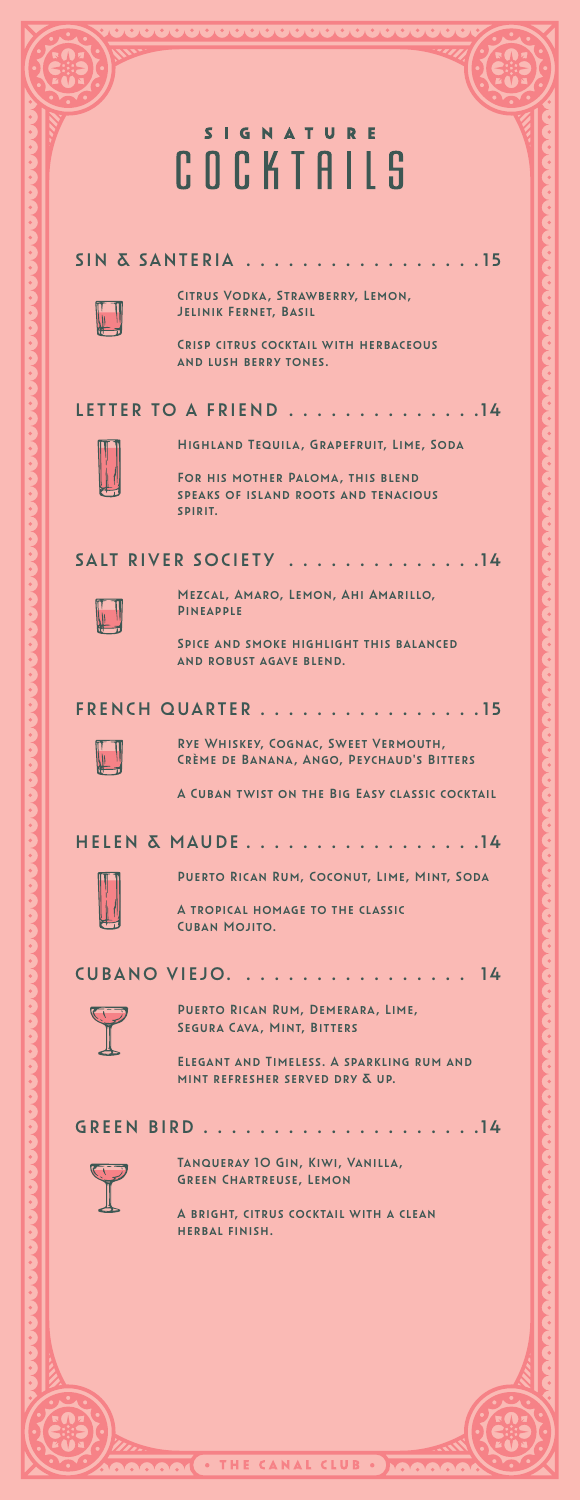# Signature Cocktails

## Sin & Santeria . . . . . . . . . . . . . . . . . .15

Citrus Vodka, Strawberry, Lemon, Jelinik Fernet, Basil

Crisp citrus cocktail with herbaceous and lush berry tones.

## Letter to a Friend . . . . . . . . . . . . . .14

Highland Tequila, Grapefruit, Lime, Soda

For his mother Paloma, this blend speaks of island roots and tenacious spirit.

## Salt River Society . . . . . . . . . . . . . .14

Mezcal, Amaro, Lemon, Ahi Amarillo, Pineapple

Spice and smoke highlight this balanced and robust agave blend.

## French Quarter . . . . . . . . . . . . . . . .15

Rye Whiskey, Cognac, Sweet Vermouth, Crème de Banana, Ango, Peychaud's Bitters

A Cuban twist on the Big Easy classic cocktail

## Helen & Maude . . . . . . . . . . . . . . . . .14

Puerto Rican Rum, Coconut, Lime, Mint, Soda

A tropical homage to the classic Cuban Mojito.

## Cubano Viejo. . . . . . . . . . . . . . . . . 14

Puerto Rican Rum, Demerara, Lime, Segura Cava, Mint, Bitters

Elegant and Timeless. A sparkling rum and mint refresher served dry & up.

## Green Bird . . . . . . . . . . . . . . . . . . . .14

Tanqueray 10 Gin, Kiwi, Vanilla, Green Chartreuse, Lemon

A bright, citrus cocktail with a clean herbal finish.

• The Canal Club •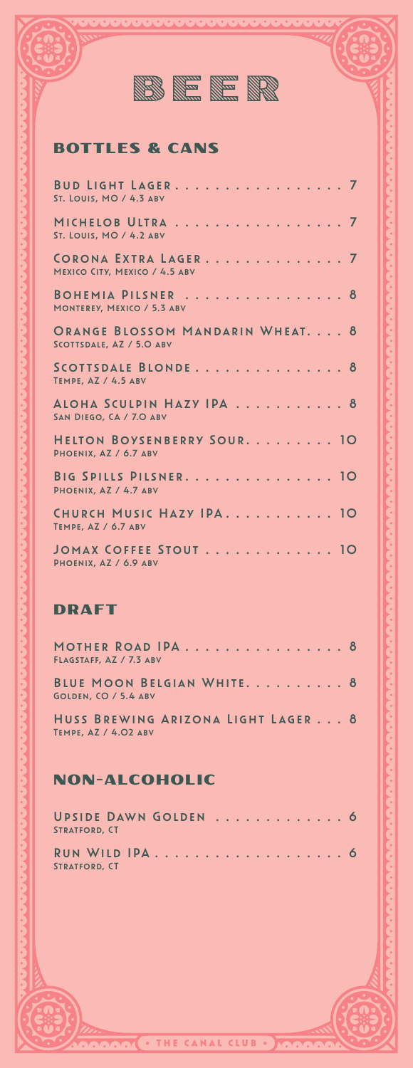# BEER

## BOTTLES & CANS

**Bud Light Lager** . . . . . . . . . . . . . . . . . 7
St. Louis, MO / 4.3 ABV

**Michelob Ultra** . . . . . . . . . . . . . . . . . 7
St. Louis, MO / 4.2 ABV

**Corona Extra Lager** . . . . . . . . . . . . . . 7
Mexico City, Mexico / 4.5 ABV

**Bohemia Pilsner** . . . . . . . . . . . . . . . . 8
Monterey, Mexico / 5.3 ABV

**Orange Blossom Mandarin Wheat** . . . . 8
Scottsdale, AZ / 5.0 ABV

**Scottsdale Blonde** . . . . . . . . . . . . . . . 8
Tempe, AZ / 4.5 ABV

**Aloha Sculpin Hazy IPA** . . . . . . . . . . . 8
San Diego, CA / 7.0 ABV

**Helton Boysenberry Sour** . . . . . . . . . 10
Phoenix, AZ / 6.7 ABV

**Big Spills Pilsner** . . . . . . . . . . . . . . . 10
Phoenix, AZ / 4.7 ABV

**Church Music Hazy IPA** . . . . . . . . . . . 10
Tempe, AZ / 6.7 ABV

**Jomax Coffee Stout** . . . . . . . . . . . . . 10
Phoenix, AZ / 6.9 ABV

## DRAFT

**Mother Road IPA** . . . . . . . . . . . . . . . . 8
Flagstaff, AZ / 7.3 ABV

**Blue Moon Belgian White** . . . . . . . . . . 8
Golden, CO / 5.4 ABV

**Huss Brewing Arizona Light Lager** . . . 8
Tempe, AZ / 4.02 ABV

## NON-ALCOHOLIC

**Upside Dawn Golden** . . . . . . . . . . . . . 6
Stratford, CT

**Run Wild IPA** . . . . . . . . . . . . . . . . . . . 6
Stratford, CT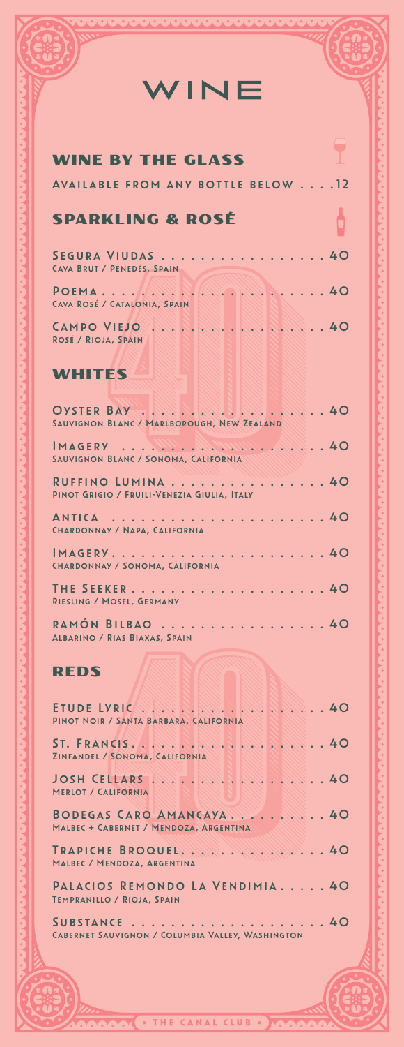# WINE

## WINE BY THE GLASS

Available from any bottle below . . . . 12

## SPARKLING & ROSÉ

**Segura Viudas** . . . . . . . . . . . . . . . . 40
Cava Brut / Penedés, Spain

**Poema** . . . . . . . . . . . . . . . . . . . . 40
Cava Rosé / Catalonia, Spain

**Campo Viejo** . . . . . . . . . . . . . . . . 40
Rosé / Rioja, Spain

## WHITES

**Oyster Bay** . . . . . . . . . . . . . . . . . 40
Sauvignon Blanc / Marlborough, New Zealand

**Imagery** . . . . . . . . . . . . . . . . . . . 40
Sauvignon Blanc / Sonoma, California

**Ruffino Lumina** . . . . . . . . . . . . . . . 40
Pinot Grigio / Fruili-Venezia Giulia, Italy

**Antica** . . . . . . . . . . . . . . . . . . . . 40
Chardonnay / Napa, California

**Imagery** . . . . . . . . . . . . . . . . . . . 40
Chardonnay / Sonoma, California

**The Seeker** . . . . . . . . . . . . . . . . . 40
Riesling / Mosel, Germany

**Ramón Bilbao** . . . . . . . . . . . . . . . . 40
Albarino / Rias Biaxas, Spain

## REDS

**Etude Lyric** . . . . . . . . . . . . . . . . . 40
Pinot Noir / Santa Barbara, California

**St. Francis** . . . . . . . . . . . . . . . . . 40
Zinfandel / Sonoma, California

**Josh Cellars** . . . . . . . . . . . . . . . . 40
Merlot / California

**Bodegas Caro Amancaya** . . . . . . . . . . 40
Malbec + Cabernet / Mendoza, Argentina

**Trapiche Broquel** . . . . . . . . . . . . . . 40
Malbec / Mendoza, Argentina

**Palacios Remondo La Vendimia** . . . . . 40
Tempranillo / Rioja, Spain

**Substance** . . . . . . . . . . . . . . . . . . 40
Cabernet Sauvignon / Columbia Valley, Washington

• THE CANAL CLUB •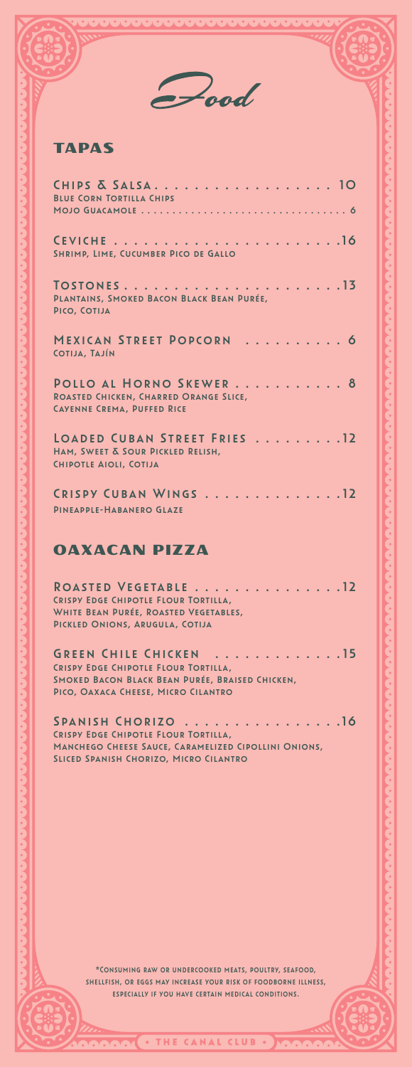# Food

## TAPAS

**CHIPS & SALSA** .................. 10
Blue Corn Tortilla Chips
Mojo Guacamole ................................ 6

**CEVICHE** ...................... 16
Shrimp, Lime, Cucumber Pico de Gallo

**TOSTONES** ...................... 13
Plantains, Smoked Bacon Black Bean Purée, Pico, Cotija

**MEXICAN STREET POPCORN** .......... 6
Cotija, Tajín

**POLLO AL HORNO SKEWER** ........... 8
Roasted Chicken, Charred Orange Slice, Cayenne Crema, Puffed Rice

**LOADED CUBAN STREET FRIES** ......... 12
Ham, Sweet & Sour Pickled Relish, Chipotle Aioli, Cotija

**CRISPY CUBAN WINGS** .............. 12
Pineapple-Habanero Glaze

## OAXACAN PIZZA

**ROASTED VEGETABLE** ............... 12
Crispy Edge Chipotle Flour Tortilla, White Bean Purée, Roasted Vegetables, Pickled Onions, Arugula, Cotija

**GREEN CHILE CHICKEN** ............. 15
Crispy Edge Chipotle Flour Tortilla, Smoked Bacon Black Bean Purée, Braised Chicken, Pico, Oaxaca Cheese, Micro Cilantro

**SPANISH CHORIZO** ................ 16
Crispy Edge Chipotle Flour Tortilla, Manchego Cheese Sauce, Caramelized Cipollini Onions, Sliced Spanish Chorizo, Micro Cilantro

*Consuming raw or undercooked meats, poultry, seafood, shellfish, or eggs may increase your risk of foodborne illness, especially if you have certain medical conditions.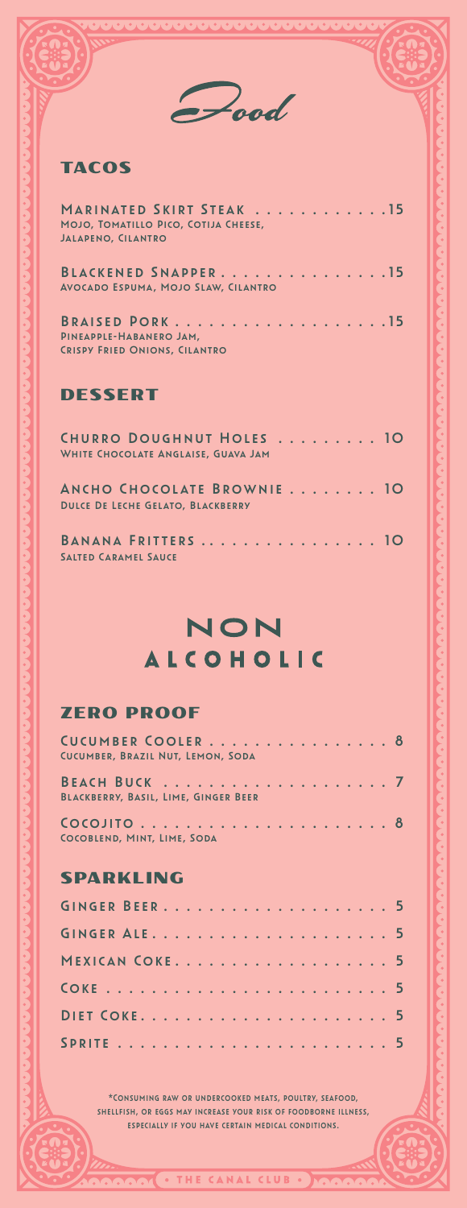# Food

## TACOS

**MARINATED SKIRT STEAK** . . . . . . . . . . . . 15
Mojo, Tomatillo Pico, Cotija Cheese, Jalapeno, Cilantro

**BLACKENED SNAPPER** . . . . . . . . . . . . . . . 15
Avocado Espuma, Mojo Slaw, Cilantro

**BRAISED PORK** . . . . . . . . . . . . . . . . . . . 15
Pineapple-Habanero Jam, Crispy Fried Onions, Cilantro

## DESSERT

**CHURRO DOUGHNUT HOLES** . . . . . . . . . 10
White Chocolate Anglaise, Guava Jam

**ANCHO CHOCOLATE BROWNIE** . . . . . . . . 10
Dulce De Leche Gelato, Blackberry

**BANANA FRITTERS** . . . . . . . . . . . . . . . . 10
Salted Caramel Sauce

# NON ALCOHOLIC

## ZERO PROOF

**CUCUMBER COOLER** . . . . . . . . . . . . . . . . 8
Cucumber, Brazil Nut, Lemon, Soda

**BEACH BUCK** . . . . . . . . . . . . . . . . . . . . 7
Blackberry, Basil, Lime, Ginger Beer

**COCOJITO** . . . . . . . . . . . . . . . . . . . . . . 8
Cocoblend, Mint, Lime, Soda

## SPARKLING

**GINGER BEER** . . . . . . . . . . . . . . . . . . . . 5

**GINGER ALE** . . . . . . . . . . . . . . . . . . . . . 5

**MEXICAN COKE** . . . . . . . . . . . . . . . . . . . 5

**COKE** . . . . . . . . . . . . . . . . . . . . . . . . . . 5

**DIET COKE** . . . . . . . . . . . . . . . . . . . . . . 5

**SPRITE** . . . . . . . . . . . . . . . . . . . . . . . . 5

*Consuming raw or undercooked meats, poultry, seafood, shellfish, or eggs may increase your risk of foodborne illness, especially if you have certain medical conditions.

• THE CANAL CLUB •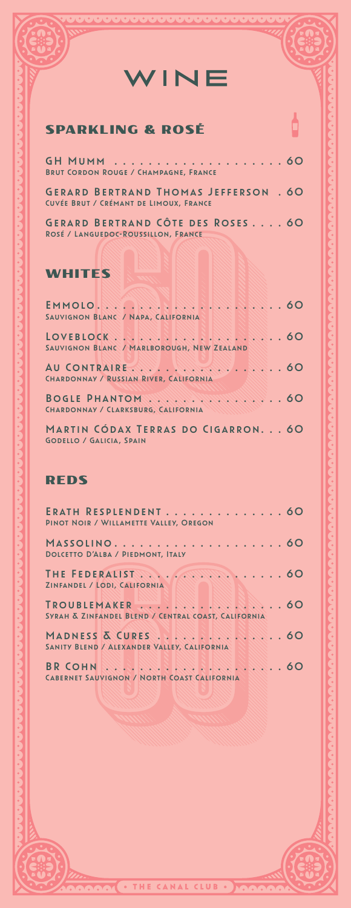# WINE

## SPARKLING & ROSÉ

**GH MUMM** . . . . . . . . . . . . . . . . . . . . 60
BRUT CORDON ROUGE / CHAMPAGNE, FRANCE

**GERARD BERTRAND THOMAS JEFFERSON** . 60
CUVÉE BRUT / CRÉMANT DE LIMOUX, FRANCE

**GERARD BERTRAND CÔTE DES ROSES** . . . . 60
ROSÉ / LANGUEDOC-ROUSSILLON, FRANCE

## WHITES

**EMMOLO** . . . . . . . . . . . . . . . . . . . . 60
SAUVIGNON BLANC / NAPA, CALIFORNIA

**LOVEBLOCK** . . . . . . . . . . . . . . . . . . . 60
SAUVIGNON BLANC / MARLBOROUGH, NEW ZEALAND

**AU CONTRAIRE** . . . . . . . . . . . . . . . . . 60
CHARDONNAY / RUSSIAN RIVER, CALIFORNIA

**BOGLE PHANTOM** . . . . . . . . . . . . . . . 60
CHARDONNAY / CLARKSBURG, CALIFORNIA

**MARTIN CÓDAX TERRAS DO CIGARRON**. . . 60
GODELLO / GALICIA, SPAIN

## REDS

**ERATH RESPLENDENT** . . . . . . . . . . . . . 60
PINOT NOIR / WILLAMETTE VALLEY, OREGON

**MASSOLINO**. . . . . . . . . . . . . . . . . . . . 60
DOLCETTO D'ALBA / PIEDMONT, ITALY

**THE FEDERALIST** . . . . . . . . . . . . . . . . 60
ZINFANDEL / LODI, CALIFORNIA

**TROUBLEMAKER** . . . . . . . . . . . . . . . . 60
SYRAH & ZINFANDEL BLEND / CENTRAL COAST, CALIFORNIA

**MADNESS & CURES** . . . . . . . . . . . . . . 60
SANITY BLEND / ALEXANDER VALLEY, CALIFORNIA

**BR COHN** . . . . . . . . . . . . . . . . . . . . 60
CABERNET SAUVIGNON / NORTH COAST CALIFORNIA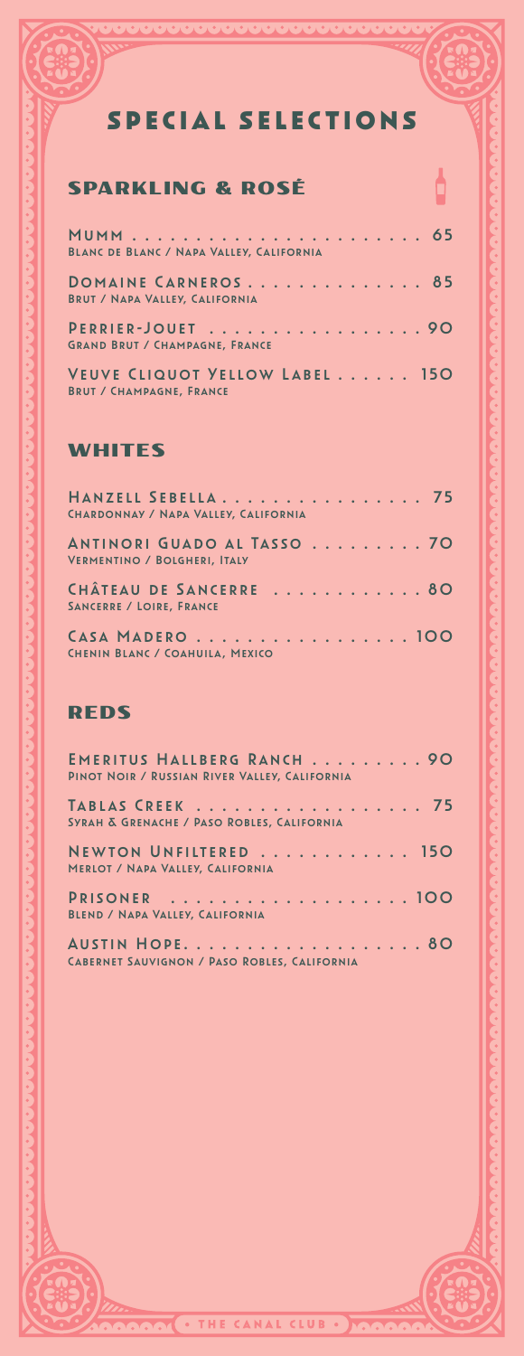# SPECIAL SELECTIONS

## SPARKLING & ROSÉ

**MUMM** . . . . . . . . . . . . . . . . . . . . . . 65
Blanc de Blanc / Napa Valley, California

**DOMAINE CARNEROS** . . . . . . . . . . . . . . 85
Brut / Napa Valley, California

**PERRIER-JOUET** . . . . . . . . . . . . . . . . 90
Grand Brut / Champagne, France

**VEUVE CLIQUOT YELLOW LABEL** . . . . . . 150
Brut / Champagne, France

## WHITES

**HANZELL SEBELLA** . . . . . . . . . . . . . . . . 75
Chardonnay / Napa Valley, California

**ANTINORI GUADO AL TASSO** . . . . . . . . . 70
Vermentino / Bolgheri, Italy

**CHÂTEAU DE SANCERRE** . . . . . . . . . . . . 80
Sancerre / Loire, France

**CASA MADERO** . . . . . . . . . . . . . . . . . 100
Chenin Blanc / Coahuila, Mexico

## REDS

**EMERITUS HALLBERG RANCH** . . . . . . . . . 90
Pinot Noir / Russian River Valley, California

**TABLAS CREEK** . . . . . . . . . . . . . . . . . 75
Syrah & Grenache / Paso Robles, California

**NEWTON UNFILTERED** . . . . . . . . . . . . 150
Merlot / Napa Valley, California

**PRISONER** . . . . . . . . . . . . . . . . . . 100
Blend / Napa Valley, California

**AUSTIN HOPE** . . . . . . . . . . . . . . . . . . 80
Cabernet Sauvignon / Paso Robles, California

• THE CANAL CLUB •